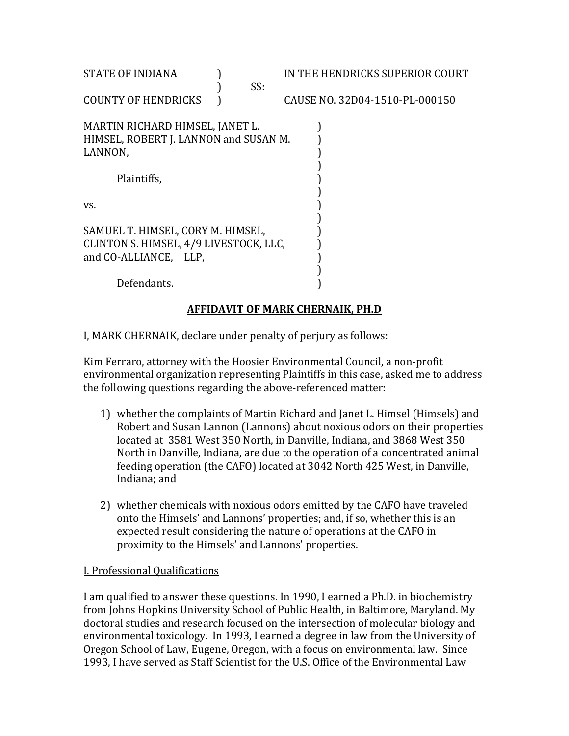STATE OF INDIANA ) IN THE HENDRICKS SUPERIOR COURT
) SS:
COUNTY OF HENDRICKS ) CAUSE NO. 32D04-1510-PL-000150

MARTIN RICHARD HIMSEL, JANET L. HIMSEL, ROBERT J. LANNON and SUSAN M. LANNON,

Plaintiffs,

vs.

SAMUEL T. HIMSEL, CORY M. HIMSEL, CLINTON S. HIMSEL, 4/9 LIVESTOCK, LLC, and CO-ALLIANCE, LLP,

Defendants.

## AFFIDAVIT OF MARK CHERNAIK, PH.D

I, MARK CHERNAIK, declare under penalty of perjury as follows:

Kim Ferraro, attorney with the Hoosier Environmental Council, a non-profit environmental organization representing Plaintiffs in this case, asked me to address the following questions regarding the above-referenced matter:

1) whether the complaints of Martin Richard and Janet L. Himsel (Himsels) and Robert and Susan Lannon (Lannons) about noxious odors on their properties located at 3581 West 350 North, in Danville, Indiana, and 3868 West 350 North in Danville, Indiana, are due to the operation of a concentrated animal feeding operation (the CAFO) located at 3042 North 425 West, in Danville, Indiana; and

2) whether chemicals with noxious odors emitted by the CAFO have traveled onto the Himsels' and Lannons' properties; and, if so, whether this is an expected result considering the nature of operations at the CAFO in proximity to the Himsels' and Lannons' properties.

### I. Professional Qualifications

I am qualified to answer these questions. In 1990, I earned a Ph.D. in biochemistry from Johns Hopkins University School of Public Health, in Baltimore, Maryland. My doctoral studies and research focused on the intersection of molecular biology and environmental toxicology. In 1993, I earned a degree in law from the University of Oregon School of Law, Eugene, Oregon, with a focus on environmental law. Since 1993, I have served as Staff Scientist for the U.S. Office of the Environmental Law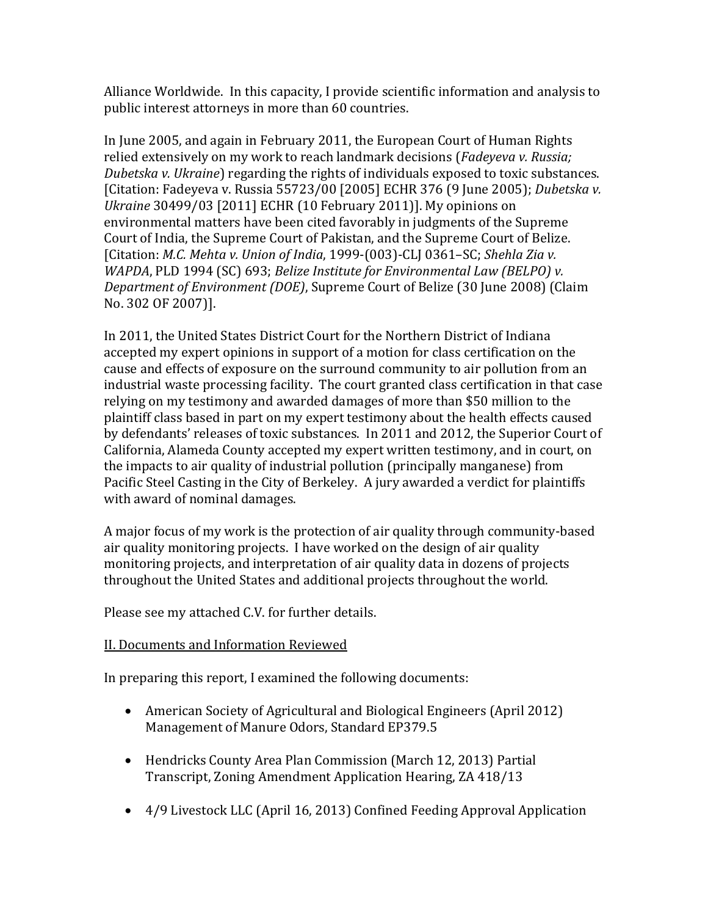Alliance Worldwide. In this capacity, I provide scientific information and analysis to public interest attorneys in more than 60 countries.

In June 2005, and again in February 2011, the European Court of Human Rights relied extensively on my work to reach landmark decisions (*Fadeyeva v. Russia; Dubetska v. Ukraine*) regarding the rights of individuals exposed to toxic substances. [Citation: Fadeyeva v. Russia 55723/00 [2005] ECHR 376 (9 June 2005); *Dubetska v. Ukraine* 30499/03 [2011] ECHR (10 February 2011)]. My opinions on environmental matters have been cited favorably in judgments of the Supreme Court of India, the Supreme Court of Pakistan, and the Supreme Court of Belize. [Citation: *M.C. Mehta v. Union of India*, 1999-(003)-CLJ 0361–SC; *Shehla Zia v. WAPDA*, PLD 1994 (SC) 693; *Belize Institute for Environmental Law (BELPO) v. Department of Environment (DOE)*, Supreme Court of Belize (30 June 2008) (Claim No. 302 OF 2007)].

In 2011, the United States District Court for the Northern District of Indiana accepted my expert opinions in support of a motion for class certification on the cause and effects of exposure on the surround community to air pollution from an industrial waste processing facility. The court granted class certification in that case relying on my testimony and awarded damages of more than $50 million to the plaintiff class based in part on my expert testimony about the health effects caused by defendants' releases of toxic substances. In 2011 and 2012, the Superior Court of California, Alameda County accepted my expert written testimony, and in court, on the impacts to air quality of industrial pollution (principally manganese) from Pacific Steel Casting in the City of Berkeley. A jury awarded a verdict for plaintiffs with award of nominal damages.

A major focus of my work is the protection of air quality through community-based air quality monitoring projects. I have worked on the design of air quality monitoring projects, and interpretation of air quality data in dozens of projects throughout the United States and additional projects throughout the world.

Please see my attached C.V. for further details.

## II. Documents and Information Reviewed

In preparing this report, I examined the following documents:

- American Society of Agricultural and Biological Engineers (April 2012) Management of Manure Odors, Standard EP379.5
- Hendricks County Area Plan Commission (March 12, 2013) Partial Transcript, Zoning Amendment Application Hearing, ZA 418/13
- 4/9 Livestock LLC (April 16, 2013) Confined Feeding Approval Application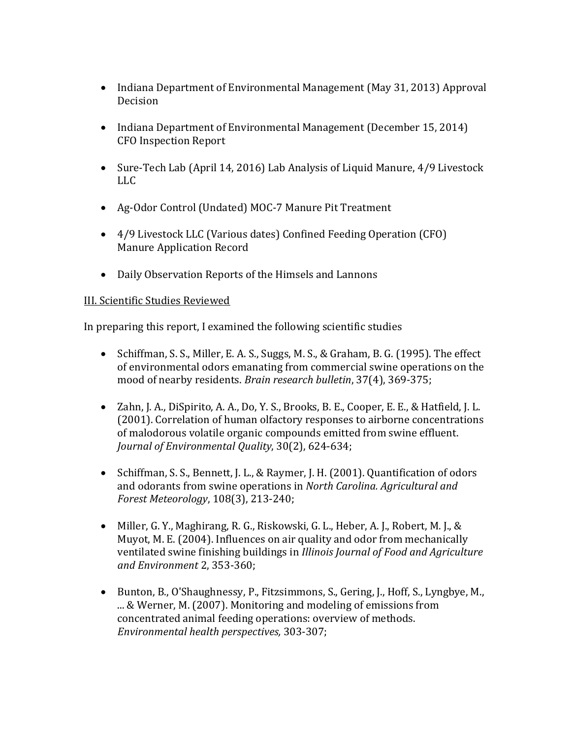- Indiana Department of Environmental Management (May 31, 2013) Approval Decision

- Indiana Department of Environmental Management (December 15, 2014) CFO Inspection Report

- Sure-Tech Lab (April 14, 2016) Lab Analysis of Liquid Manure, 4/9 Livestock LLC

- Ag-Odor Control (Undated) MOC-7 Manure Pit Treatment

- 4/9 Livestock LLC (Various dates) Confined Feeding Operation (CFO) Manure Application Record

- Daily Observation Reports of the Himsels and Lannons

<u>III. Scientific Studies Reviewed</u>

In preparing this report, I examined the following scientific studies

- Schiffman, S. S., Miller, E. A. S., Suggs, M. S., & Graham, B. G. (1995). The effect of environmental odors emanating from commercial swine operations on the mood of nearby residents. *Brain research bulletin*, 37(4), 369-375;

- Zahn, J. A., DiSpirito, A. A., Do, Y. S., Brooks, B. E., Cooper, E. E., & Hatfield, J. L. (2001). Correlation of human olfactory responses to airborne concentrations of malodorous volatile organic compounds emitted from swine effluent. *Journal of Environmental Quality*, 30(2), 624-634;

- Schiffman, S. S., Bennett, J. L., & Raymer, J. H. (2001). Quantification of odors and odorants from swine operations in *North Carolina. Agricultural and Forest Meteorology*, 108(3), 213-240;

- Miller, G. Y., Maghirang, R. G., Riskowski, G. L., Heber, A. J., Robert, M. J., & Muyot, M. E. (2004). Influences on air quality and odor from mechanically ventilated swine finishing buildings in *Illinois Journal of Food and Agriculture and Environment* 2, 353-360;

- Bunton, B., O'Shaughnessy, P., Fitzsimmons, S., Gering, J., Hoff, S., Lyngbye, M., ... & Werner, M. (2007). Monitoring and modeling of emissions from concentrated animal feeding operations: overview of methods. *Environmental health perspectives,* 303-307;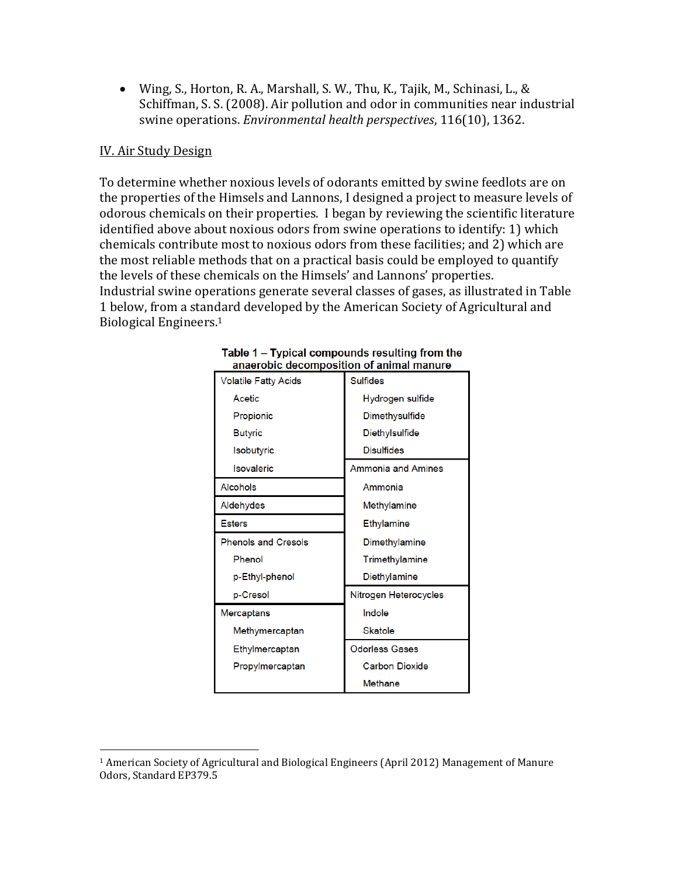- Wing, S., Horton, R. A., Marshall, S. W., Thu, K., Tajik, M., Schinasi, L., & Schiffman, S. S. (2008). Air pollution and odor in communities near industrial swine operations. *Environmental health perspectives*, 116(10), 1362.

## IV. Air Study Design

To determine whether noxious levels of odorants emitted by swine feedlots are on the properties of the Himsels and Lannons, I designed a project to measure levels of odorous chemicals on their properties. I began by reviewing the scientific literature identified above about noxious odors from swine operations to identify: 1) which chemicals contribute most to noxious odors from these facilities; and 2) which are the most reliable methods that on a practical basis could be employed to quantify the levels of these chemicals on the Himsels' and Lannons' properties.
Industrial swine operations generate several classes of gases, as illustrated in Table 1 below, from a standard developed by the American Society of Agricultural and Biological Engineers.[1]

**Table 1 – Typical compounds resulting from the anaerobic decomposition of animal manure**

| | |
|---|---|
| Volatile Fatty Acids | Sulfides |
| Acetic | Hydrogen sulfide |
| Propionic | Dimethysulfide |
| Butyric | Diethylsulfide |
| Isobutyric | Disulfides |
| Isovaleric | Ammonia and Amines |
| Alcohols | Ammonia |
| Aldehydes | Methylamine |
| Esters | Ethylamine |
| Phenols and Cresols | Dimethylamine |
| Phenol | Trimethylamine |
| p-Ethyl-phenol | Diethylamine |
| p-Cresol | Nitrogen Heterocycles |
| Mercaptans | Indole |
| Methymercaptan | Skatole |
| Ethylmercaptan | Odorless Gases |
| Propylmercaptan | Carbon Dioxide |
| | Methane |

[1] American Society of Agricultural and Biological Engineers (April 2012) Management of Manure Odors, Standard EP379.5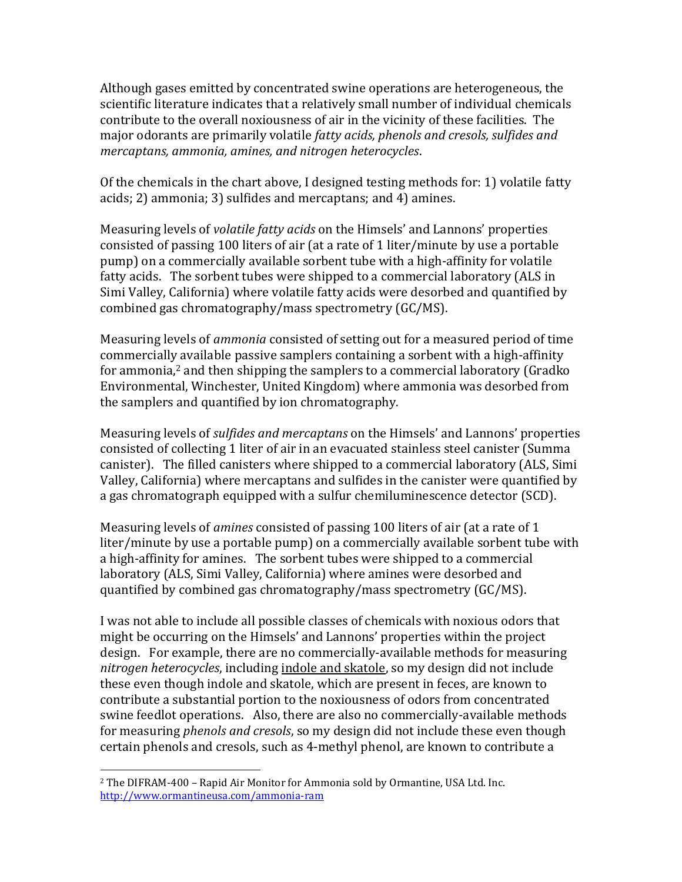Although gases emitted by concentrated swine operations are heterogeneous, the scientific literature indicates that a relatively small number of individual chemicals contribute to the overall noxiousness of air in the vicinity of these facilities. The major odorants are primarily volatile *fatty acids, phenols and cresols, sulfides and mercaptans, ammonia, amines, and nitrogen heterocycles*.

Of the chemicals in the chart above, I designed testing methods for: 1) volatile fatty acids; 2) ammonia; 3) sulfides and mercaptans; and 4) amines.

Measuring levels of *volatile fatty acids* on the Himsels' and Lannons' properties consisted of passing 100 liters of air (at a rate of 1 liter/minute by use a portable pump) on a commercially available sorbent tube with a high-affinity for volatile fatty acids. The sorbent tubes were shipped to a commercial laboratory (ALS in Simi Valley, California) where volatile fatty acids were desorbed and quantified by combined gas chromatography/mass spectrometry (GC/MS).

Measuring levels of *ammonia* consisted of setting out for a measured period of time commercially available passive samplers containing a sorbent with a high-affinity for ammonia,[2] and then shipping the samplers to a commercial laboratory (Gradko Environmental, Winchester, United Kingdom) where ammonia was desorbed from the samplers and quantified by ion chromatography.

Measuring levels of *sulfides and mercaptans* on the Himsels' and Lannons' properties consisted of collecting 1 liter of air in an evacuated stainless steel canister (Summa canister). The filled canisters where shipped to a commercial laboratory (ALS, Simi Valley, California) where mercaptans and sulfides in the canister were quantified by a gas chromatograph equipped with a sulfur chemiluminescence detector (SCD).

Measuring levels of *amines* consisted of passing 100 liters of air (at a rate of 1 liter/minute by use a portable pump) on a commercially available sorbent tube with a high-affinity for amines. The sorbent tubes were shipped to a commercial laboratory (ALS, Simi Valley, California) where amines were desorbed and quantified by combined gas chromatography/mass spectrometry (GC/MS).

I was not able to include all possible classes of chemicals with noxious odors that might be occurring on the Himsels' and Lannons' properties within the project design. For example, there are no commercially-available methods for measuring *nitrogen heterocycles*, including <u>indole and skatole</u>, so my design did not include these even though indole and skatole, which are present in feces, are known to contribute a substantial portion to the noxiousness of odors from concentrated swine feedlot operations. Also, there are also no commercially-available methods for measuring *phenols and cresols*, so my design did not include these even though certain phenols and cresols, such as 4-methyl phenol, are known to contribute a

---

[2] The DIFRAM-400 – Rapid Air Monitor for Ammonia sold by Ormantine, USA Ltd. Inc. http://www.ormantineusa.com/ammonia-ram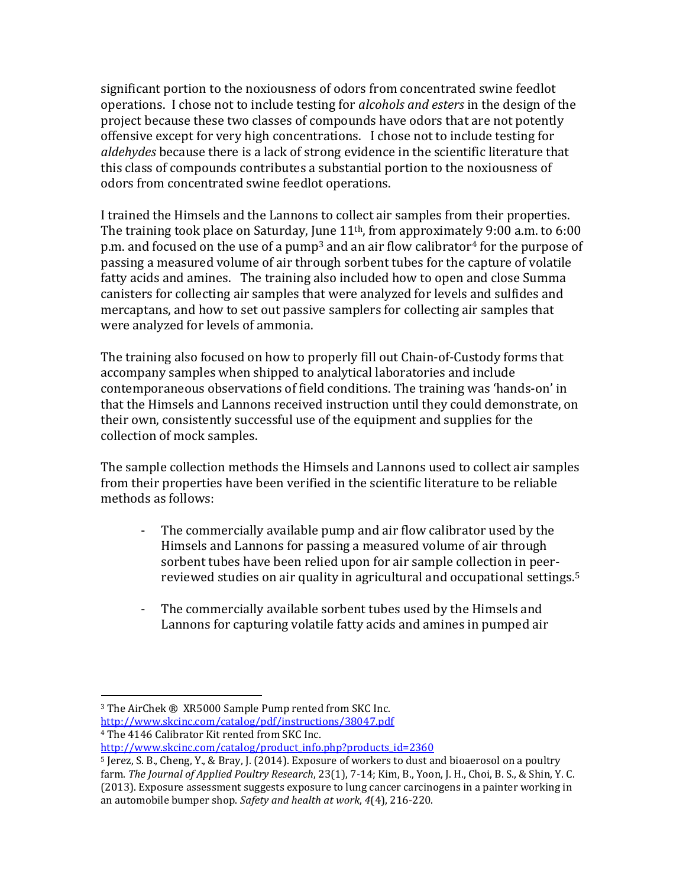significant portion to the noxiousness of odors from concentrated swine feedlot operations. I chose not to include testing for *alcohols and esters* in the design of the project because these two classes of compounds have odors that are not potently offensive except for very high concentrations. I chose not to include testing for *aldehydes* because there is a lack of strong evidence in the scientific literature that this class of compounds contributes a substantial portion to the noxiousness of odors from concentrated swine feedlot operations.

I trained the Himsels and the Lannons to collect air samples from their properties. The training took place on Saturday, June 11th, from approximately 9:00 a.m. to 6:00 p.m. and focused on the use of a pump[3] and an air flow calibrator[4] for the purpose of passing a measured volume of air through sorbent tubes for the capture of volatile fatty acids and amines. The training also included how to open and close Summa canisters for collecting air samples that were analyzed for levels and sulfides and mercaptans, and how to set out passive samplers for collecting air samples that were analyzed for levels of ammonia.

The training also focused on how to properly fill out Chain-of-Custody forms that accompany samples when shipped to analytical laboratories and include contemporaneous observations of field conditions. The training was 'hands-on' in that the Himsels and Lannons received instruction until they could demonstrate, on their own, consistently successful use of the equipment and supplies for the collection of mock samples.

The sample collection methods the Himsels and Lannons used to collect air samples from their properties have been verified in the scientific literature to be reliable methods as follows:

- The commercially available pump and air flow calibrator used by the Himsels and Lannons for passing a measured volume of air through sorbent tubes have been relied upon for air sample collection in peer-reviewed studies on air quality in agricultural and occupational settings.[5]

- The commercially available sorbent tubes used by the Himsels and Lannons for capturing volatile fatty acids and amines in pumped air

---

[3] The AirChek ® XR5000 Sample Pump rented from SKC Inc. http://www.skcinc.com/catalog/pdf/instructions/38047.pdf

[4] The 4146 Calibrator Kit rented from SKC Inc. http://www.skcinc.com/catalog/product_info.php?products_id=2360

[5] Jerez, S. B., Cheng, Y., & Bray, J. (2014). Exposure of workers to dust and bioaerosol on a poultry farm. *The Journal of Applied Poultry Research*, 23(1), 7-14; Kim, B., Yoon, J. H., Choi, B. S., & Shin, Y. C. (2013). Exposure assessment suggests exposure to lung cancer carcinogens in a painter working in an automobile bumper shop. *Safety and health at work*, *4*(4), 216-220.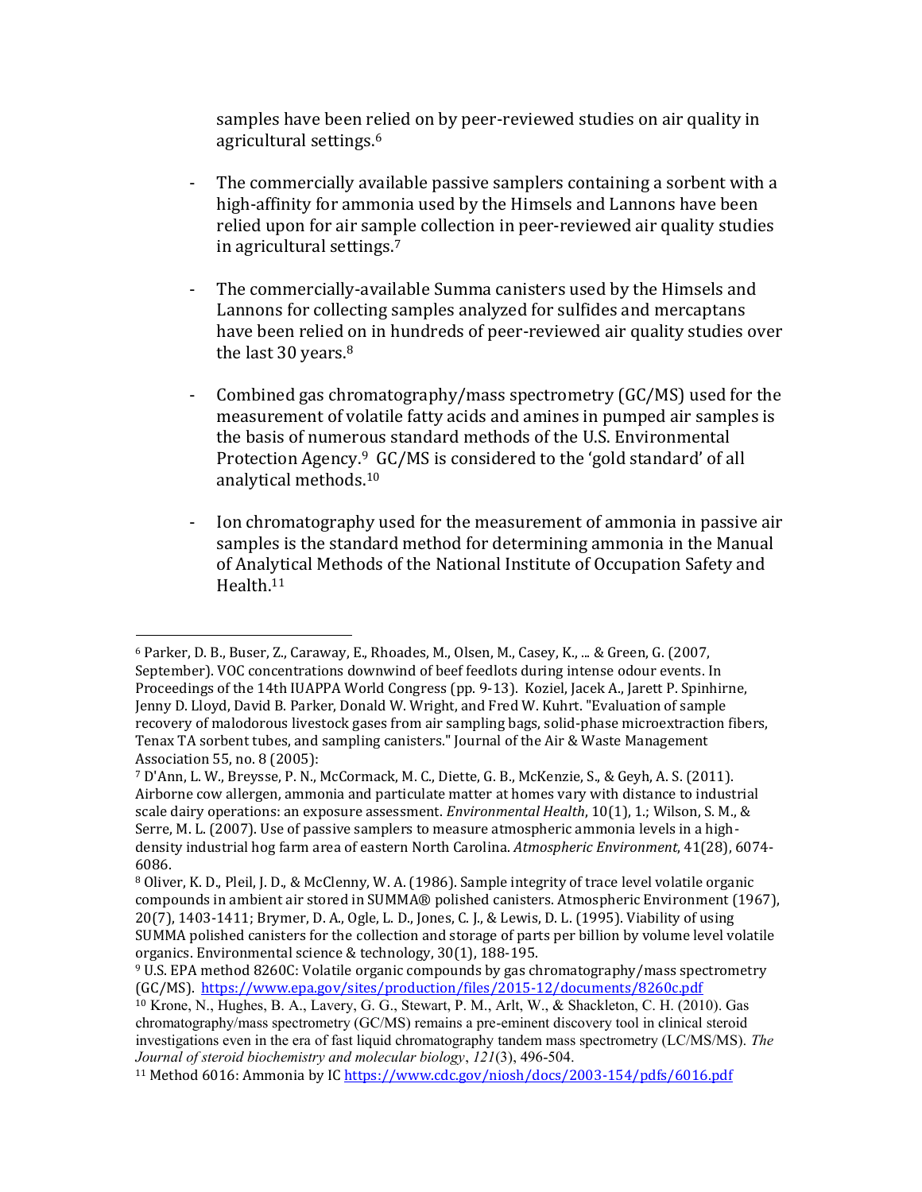samples have been relied on by peer-reviewed studies on air quality in agricultural settings.[6]

- The commercially available passive samplers containing a sorbent with a high-affinity for ammonia used by the Himsels and Lannons have been relied upon for air sample collection in peer-reviewed air quality studies in agricultural settings.[7]

- The commercially-available Summa canisters used by the Himsels and Lannons for collecting samples analyzed for sulfides and mercaptans have been relied on in hundreds of peer-reviewed air quality studies over the last 30 years.[8]

- Combined gas chromatography/mass spectrometry (GC/MS) used for the measurement of volatile fatty acids and amines in pumped air samples is the basis of numerous standard methods of the U.S. Environmental Protection Agency.[9] GC/MS is considered to the 'gold standard' of all analytical methods.[10]

- Ion chromatography used for the measurement of ammonia in passive air samples is the standard method for determining ammonia in the Manual of Analytical Methods of the National Institute of Occupation Safety and Health.[11]

---

[6] Parker, D. B., Buser, Z., Caraway, E., Rhoades, M., Olsen, M., Casey, K., ... & Green, G. (2007, September). VOC concentrations downwind of beef feedlots during intense odour events. In Proceedings of the 14th IUAPPA World Congress (pp. 9-13). Koziel, Jacek A., Jarett P. Spinhirne, Jenny D. Lloyd, David B. Parker, Donald W. Wright, and Fred W. Kuhrt. "Evaluation of sample recovery of malodorous livestock gases from air sampling bags, solid-phase microextraction fibers, Tenax TA sorbent tubes, and sampling canisters." Journal of the Air & Waste Management Association 55, no. 8 (2005):

[7] D'Ann, L. W., Breysse, P. N., McCormack, M. C., Diette, G. B., McKenzie, S., & Geyh, A. S. (2011). Airborne cow allergen, ammonia and particulate matter at homes vary with distance to industrial scale dairy operations: an exposure assessment. *Environmental Health*, 10(1), 1.; Wilson, S. M., & Serre, M. L. (2007). Use of passive samplers to measure atmospheric ammonia levels in a high-density industrial hog farm area of eastern North Carolina. *Atmospheric Environment*, 41(28), 6074-6086.

[8] Oliver, K. D., Pleil, J. D., & McClenny, W. A. (1986). Sample integrity of trace level volatile organic compounds in ambient air stored in SUMMA® polished canisters. Atmospheric Environment (1967), 20(7), 1403-1411; Brymer, D. A., Ogle, L. D., Jones, C. J., & Lewis, D. L. (1995). Viability of using SUMMA polished canisters for the collection and storage of parts per billion by volume level volatile organics. Environmental science & technology, 30(1), 188-195.

[9] U.S. EPA method 8260C: Volatile organic compounds by gas chromatography/mass spectrometry (GC/MS). https://www.epa.gov/sites/production/files/2015-12/documents/8260c.pdf

[10] Krone, N., Hughes, B. A., Lavery, G. G., Stewart, P. M., Arlt, W., & Shackleton, C. H. (2010). Gas chromatography/mass spectrometry (GC/MS) remains a pre-eminent discovery tool in clinical steroid investigations even in the era of fast liquid chromatography tandem mass spectrometry (LC/MS/MS). *The Journal of steroid biochemistry and molecular biology*, *121*(3), 496-504.

[11] Method 6016: Ammonia by IC https://www.cdc.gov/niosh/docs/2003-154/pdfs/6016.pdf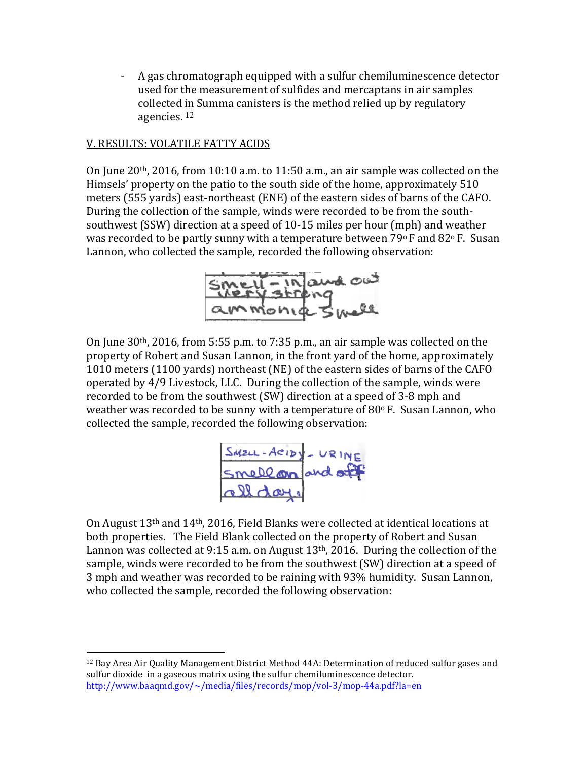- A gas chromatograph equipped with a sulfur chemiluminescence detector used for the measurement of sulfides and mercaptans in air samples collected in Summa canisters is the method relied up by regulatory agencies. [12]

## V. RESULTS: VOLATILE FATTY ACIDS

On June 20th, 2016, from 10:10 a.m. to 11:50 a.m., an air sample was collected on the Himsels' property on the patio to the south side of the home, approximately 510 meters (555 yards) east-northeast (ENE) of the eastern sides of barns of the CAFO. During the collection of the sample, winds were recorded to be from the south-southwest (SSW) direction at a speed of 10-15 miles per hour (mph) and weather was recorded to be partly sunny with a temperature between 79° F and 82° F. Susan Lannon, who collected the sample, recorded the following observation:

Smell – In and out very strong ammonia smell

On June 30th, 2016, from 5:55 p.m. to 7:35 p.m., an air sample was collected on the property of Robert and Susan Lannon, in the front yard of the home, approximately 1010 meters (1100 yards) northeast (NE) of the eastern sides of barns of the CAFO operated by 4/9 Livestock, LLC. During the collection of the sample, winds were recorded to be from the southwest (SW) direction at a speed of 3-8 mph and weather was recorded to be sunny with a temperature of 80° F. Susan Lannon, who collected the sample, recorded the following observation:

Smell - Acidy - Urine smell on and off all day.

On August 13th and 14th, 2016, Field Blanks were collected at identical locations at both properties. The Field Blank collected on the property of Robert and Susan Lannon was collected at 9:15 a.m. on August 13th, 2016. During the collection of the sample, winds were recorded to be from the southwest (SW) direction at a speed of 3 mph and weather was recorded to be raining with 93% humidity. Susan Lannon, who collected the sample, recorded the following observation:

---

[12] Bay Area Air Quality Management District Method 44A: Determination of reduced sulfur gases and sulfur dioxide in a gaseous matrix using the sulfur chemiluminescence detector. http://www.baaqmd.gov/~/media/files/records/mop/vol-3/mop-44a.pdf?la=en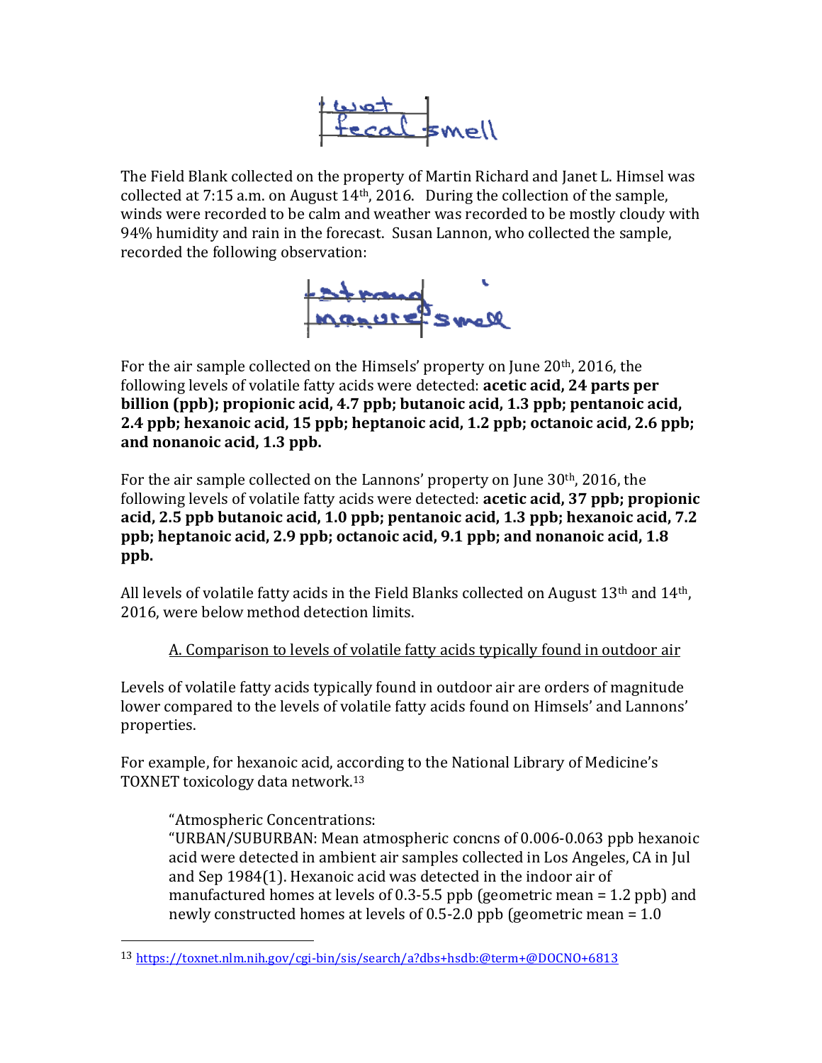wet fecal smell

The Field Blank collected on the property of Martin Richard and Janet L. Himsel was collected at 7:15 a.m. on August 14th, 2016. During the collection of the sample, winds were recorded to be calm and weather was recorded to be mostly cloudy with 94% humidity and rain in the forecast. Susan Lannon, who collected the sample, recorded the following observation:

strong manure smell

For the air sample collected on the Himsels' property on June 20th, 2016, the following levels of volatile fatty acids were detected: **acetic acid, 24 parts per billion (ppb); propionic acid, 4.7 ppb; butanoic acid, 1.3 ppb; pentanoic acid, 2.4 ppb; hexanoic acid, 15 ppb; heptanoic acid, 1.2 ppb; octanoic acid, 2.6 ppb; and nonanoic acid, 1.3 ppb.**

For the air sample collected on the Lannons' property on June 30th, 2016, the following levels of volatile fatty acids were detected: **acetic acid, 37 ppb; propionic acid, 2.5 ppb butanoic acid, 1.0 ppb; pentanoic acid, 1.3 ppb; hexanoic acid, 7.2 ppb; heptanoic acid, 2.9 ppb; octanoic acid, 9.1 ppb; and nonanoic acid, 1.8 ppb.**

All levels of volatile fatty acids in the Field Blanks collected on August 13th and 14th, 2016, were below method detection limits.

<u>A. Comparison to levels of volatile fatty acids typically found in outdoor air</u>

Levels of volatile fatty acids typically found in outdoor air are orders of magnitude lower compared to the levels of volatile fatty acids found on Himsels' and Lannons' properties.

For example, for hexanoic acid, according to the National Library of Medicine's TOXNET toxicology data network.[13]

> "Atmospheric Concentrations:
> "URBAN/SUBURBAN: Mean atmospheric concns of 0.006-0.063 ppb hexanoic acid were detected in ambient air samples collected in Los Angeles, CA in Jul and Sep 1984(1). Hexanoic acid was detected in the indoor air of manufactured homes at levels of 0.3-5.5 ppb (geometric mean = 1.2 ppb) and newly constructed homes at levels of 0.5-2.0 ppb (geometric mean = 1.0

[13] https://toxnet.nlm.nih.gov/cgi-bin/sis/search/a?dbs+hsdb:@term+@DOCNO+6813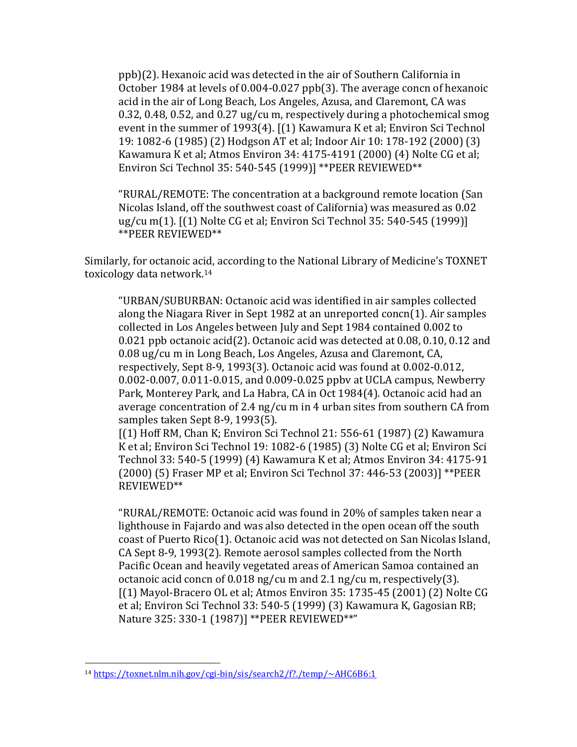> ppb)(2). Hexanoic acid was detected in the air of Southern California in October 1984 at levels of 0.004-0.027 ppb(3). The average concn of hexanoic acid in the air of Long Beach, Los Angeles, Azusa, and Claremont, CA was 0.32, 0.48, 0.52, and 0.27 ug/cu m, respectively during a photochemical smog event in the summer of 1993(4). [(1) Kawamura K et al; Environ Sci Technol 19: 1082-6 (1985) (2) Hodgson AT et al; Indoor Air 10: 178-192 (2000) (3) Kawamura K et al; Atmos Environ 34: 4175-4191 (2000) (4) Nolte CG et al; Environ Sci Technol 35: 540-545 (1999)] **PEER REVIEWED**
>
> "RURAL/REMOTE: The concentration at a background remote location (San Nicolas Island, off the southwest coast of California) was measured as 0.02 ug/cu m(1). [(1) Nolte CG et al; Environ Sci Technol 35: 540-545 (1999)] **PEER REVIEWED**

Similarly, for octanoic acid, according to the National Library of Medicine's TOXNET toxicology data network.[14]

> "URBAN/SUBURBAN: Octanoic acid was identified in air samples collected along the Niagara River in Sept 1982 at an unreported concn(1). Air samples collected in Los Angeles between July and Sept 1984 contained 0.002 to 0.021 ppb octanoic acid(2). Octanoic acid was detected at 0.08, 0.10, 0.12 and 0.08 ug/cu m in Long Beach, Los Angeles, Azusa and Claremont, CA, respectively, Sept 8-9, 1993(3). Octanoic acid was found at 0.002-0.012, 0.002-0.007, 0.011-0.015, and 0.009-0.025 ppbv at UCLA campus, Newberry Park, Monterey Park, and La Habra, CA in Oct 1984(4). Octanoic acid had an average concentration of 2.4 ng/cu m in 4 urban sites from southern CA from samples taken Sept 8-9, 1993(5).
> [(1) Hoff RM, Chan K; Environ Sci Technol 21: 556-61 (1987) (2) Kawamura K et al; Environ Sci Technol 19: 1082-6 (1985) (3) Nolte CG et al; Environ Sci Technol 33: 540-5 (1999) (4) Kawamura K et al; Atmos Environ 34: 4175-91 (2000) (5) Fraser MP et al; Environ Sci Technol 37: 446-53 (2003)] **PEER REVIEWED**
>
> "RURAL/REMOTE: Octanoic acid was found in 20% of samples taken near a lighthouse in Fajardo and was also detected in the open ocean off the south coast of Puerto Rico(1). Octanoic acid was not detected on San Nicolas Island, CA Sept 8-9, 1993(2). Remote aerosol samples collected from the North Pacific Ocean and heavily vegetated areas of American Samoa contained an octanoic acid concn of 0.018 ng/cu m and 2.1 ng/cu m, respectively(3).
> [(1) Mayol-Bracero OL et al; Atmos Environ 35: 1735-45 (2001) (2) Nolte CG et al; Environ Sci Technol 33: 540-5 (1999) (3) Kawamura K, Gagosian RB; Nature 325: 330-1 (1987)] **PEER REVIEWED**"

---

[14] https://toxnet.nlm.nih.gov/cgi-bin/sis/search2/f?./temp/~AHC6B6:1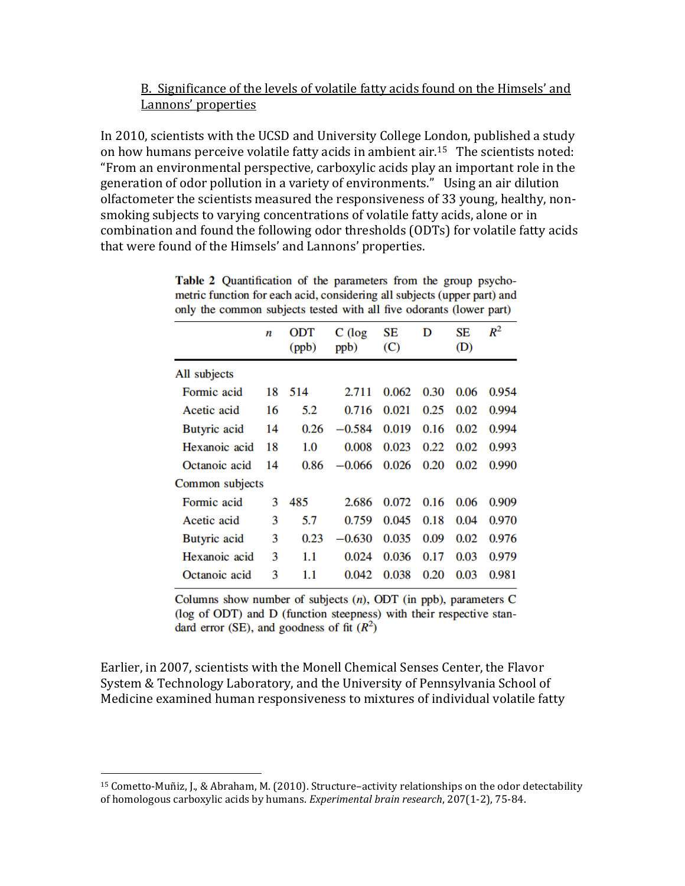B. Significance of the levels of volatile fatty acids found on the Himsels' and Lannons' properties

In 2010, scientists with the UCSD and University College London, published a study on how humans perceive volatile fatty acids in ambient air.[15] The scientists noted: "From an environmental perspective, carboxylic acids play an important role in the generation of odor pollution in a variety of environments." Using an air dilution olfactometer the scientists measured the responsiveness of 33 young, healthy, non-smoking subjects to varying concentrations of volatile fatty acids, alone or in combination and found the following odor thresholds (ODTs) for volatile fatty acids that were found of the Himsels' and Lannons' properties.

**Table 2** Quantification of the parameters from the group psychometric function for each acid, considering all subjects (upper part) and only the common subjects tested with all five odorants (lower part)

| | *n* | ODT (ppb) | C (log ppb) | SE (C) | D | SE (D) | $R^2$ |
|---|---|---|---|---|---|---|---|
| All subjects | | | | | | | |
| Formic acid | 18 | 514 | 2.711 | 0.062 | 0.30 | 0.06 | 0.954 |
| Acetic acid | 16 | 5.2 | 0.716 | 0.021 | 0.25 | 0.02 | 0.994 |
| Butyric acid | 14 | 0.26 | −0.584 | 0.019 | 0.16 | 0.02 | 0.994 |
| Hexanoic acid | 18 | 1.0 | 0.008 | 0.023 | 0.22 | 0.02 | 0.993 |
| Octanoic acid | 14 | 0.86 | −0.066 | 0.026 | 0.20 | 0.02 | 0.990 |
| Common subjects | | | | | | | |
| Formic acid | 3 | 485 | 2.686 | 0.072 | 0.16 | 0.06 | 0.909 |
| Acetic acid | 3 | 5.7 | 0.759 | 0.045 | 0.18 | 0.04 | 0.970 |
| Butyric acid | 3 | 0.23 | −0.630 | 0.035 | 0.09 | 0.02 | 0.976 |
| Hexanoic acid | 3 | 1.1 | 0.024 | 0.036 | 0.17 | 0.03 | 0.979 |
| Octanoic acid | 3 | 1.1 | 0.042 | 0.038 | 0.20 | 0.03 | 0.981 |

Columns show number of subjects (*n*), ODT (in ppb), parameters C (log of ODT) and D (function steepness) with their respective standard error (SE), and goodness of fit ($R^2$)

Earlier, in 2007, scientists with the Monell Chemical Senses Center, the Flavor System & Technology Laboratory, and the University of Pennsylvania School of Medicine examined human responsiveness to mixtures of individual volatile fatty

[15] Cometto-Muñiz, J., & Abraham, M. (2010). Structure–activity relationships on the odor detectability of homologous carboxylic acids by humans. *Experimental brain research*, 207(1-2), 75-84.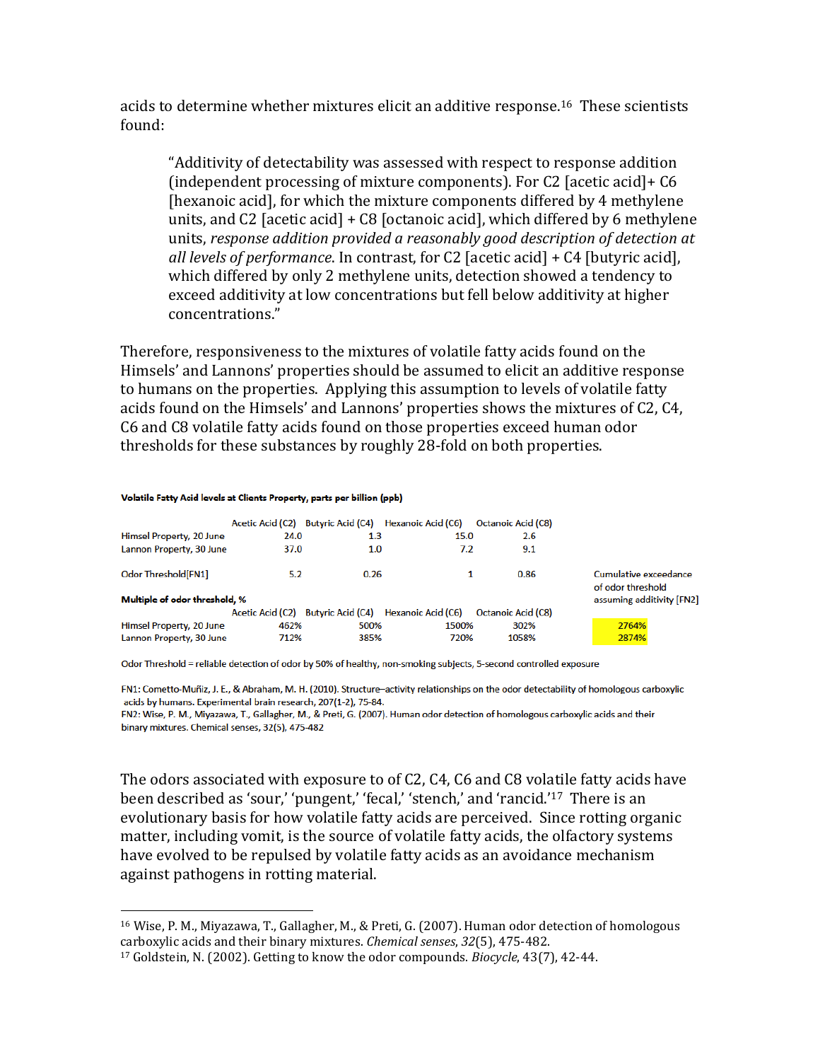acids to determine whether mixtures elicit an additive response.[16] These scientists found:

> "Additivity of detectability was assessed with respect to response addition (independent processing of mixture components). For C2 [acetic acid]+ C6 [hexanoic acid], for which the mixture components differed by 4 methylene units, and C2 [acetic acid] + C8 [octanoic acid], which differed by 6 methylene units, *response addition provided a reasonably good description of detection at all levels of performance*. In contrast, for C2 [acetic acid] + C4 [butyric acid], which differed by only 2 methylene units, detection showed a tendency to exceed additivity at low concentrations but fell below additivity at higher concentrations."

Therefore, responsiveness to the mixtures of volatile fatty acids found on the Himsels' and Lannons' properties should be assumed to elicit an additive response to humans on the properties. Applying this assumption to levels of volatile fatty acids found on the Himsels' and Lannons' properties shows the mixtures of C2, C4, C6 and C8 volatile fatty acids found on those properties exceed human odor thresholds for these substances by roughly 28-fold on both properties.

**Volatile Fatty Acid levels at Clients Property, parts per billion (ppb)**

| | Acetic Acid (C2) | Butyric Acid (C4) | Hexanoic Acid (C6) | Octanoic Acid (C8) | |
|---|---|---|---|---|---|
| Himsel Property, 20 June | 24.0 | 1.3 | 15.0 | 2.6 | |
| Lannon Property, 30 June | 37.0 | 1.0 | 7.2 | 9.1 | |
| Odor Threshold[FN1] | 5.2 | 0.26 | 1 | 0.86 | Cumulative exceedance of odor threshold assuming additivity [FN2] |
| **Multiple of odor threshold, %** | Acetic Acid (C2) | Butyric Acid (C4) | Hexanoic Acid (C6) | Octanoic Acid (C8) | |
| Himsel Property, 20 June | 462% | 500% | 1500% | 302% | 2764% |
| Lannon Property, 30 June | 712% | 385% | 720% | 1058% | 2874% |

Odor Threshold = reliable detection of odor by 50% of healthy, non-smoking subjects, 5-second controlled exposure

FN1: Cometto-Muñiz, J. E., & Abraham, M. H. (2010). Structure–activity relationships on the odor detectability of homologous carboxylic acids by humans. Experimental brain research, 207(1-2), 75-84.
FN2: Wise, P. M., Miyazawa, T., Gallagher, M., & Preti, G. (2007). Human odor detection of homologous carboxylic acids and their binary mixtures. Chemical senses, 32(5), 475-482

The odors associated with exposure to of C2, C4, C6 and C8 volatile fatty acids have been described as 'sour,' 'pungent,' 'fecal,' 'stench,' and 'rancid.'[17] There is an evolutionary basis for how volatile fatty acids are perceived. Since rotting organic matter, including vomit, is the source of volatile fatty acids, the olfactory systems have evolved to be repulsed by volatile fatty acids as an avoidance mechanism against pathogens in rotting material.

---

[16] Wise, P. M., Miyazawa, T., Gallagher, M., & Preti, G. (2007). Human odor detection of homologous carboxylic acids and their binary mixtures. *Chemical senses*, *32*(5), 475-482.

[17] Goldstein, N. (2002). Getting to know the odor compounds. *Biocycle*, 43(7), 42-44.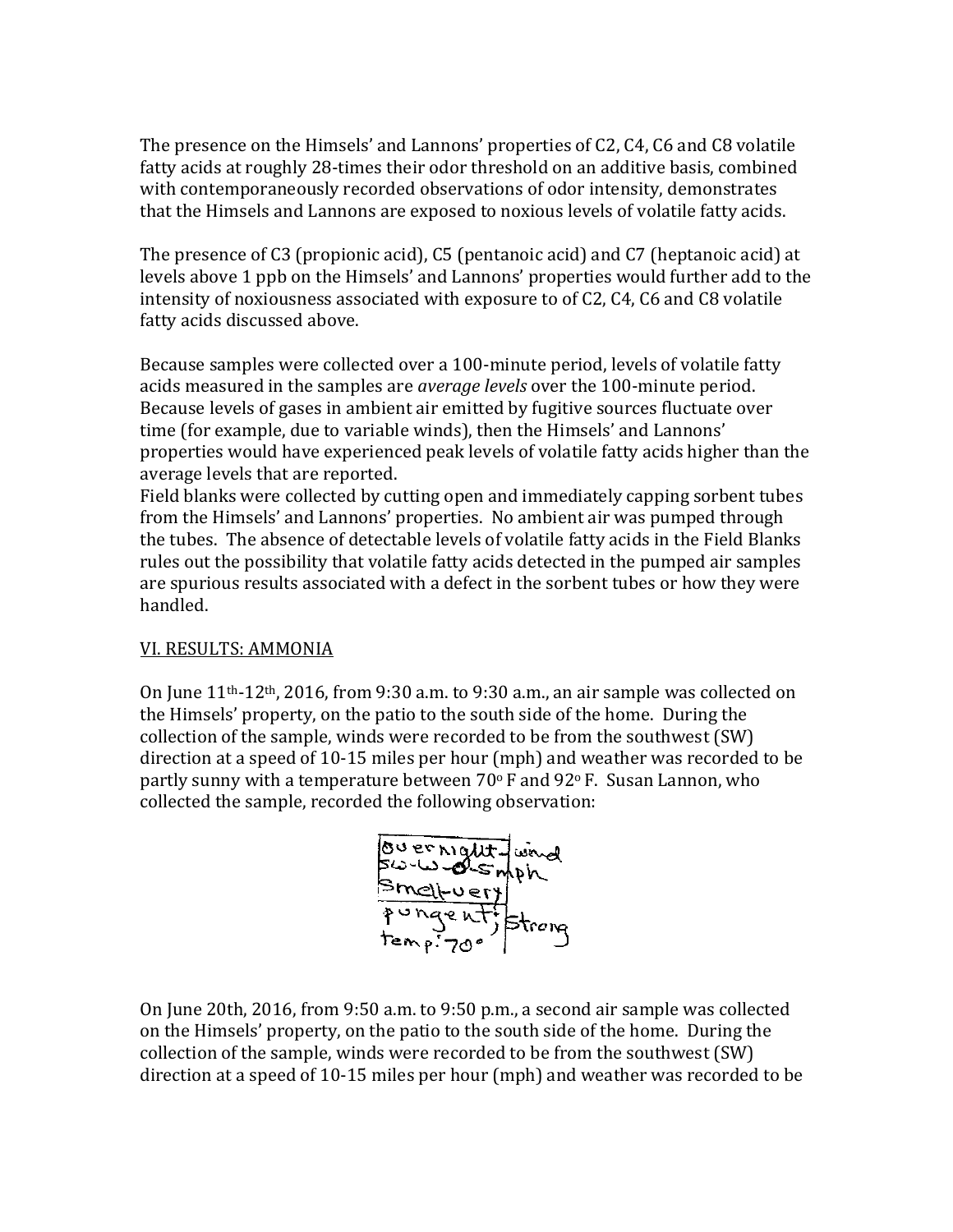The presence on the Himsels' and Lannons' properties of C2, C4, C6 and C8 volatile fatty acids at roughly 28-times their odor threshold on an additive basis, combined with contemporaneously recorded observations of odor intensity, demonstrates that the Himsels and Lannons are exposed to noxious levels of volatile fatty acids.

The presence of C3 (propionic acid), C5 (pentanoic acid) and C7 (heptanoic acid) at levels above 1 ppb on the Himsels' and Lannons' properties would further add to the intensity of noxiousness associated with exposure to of C2, C4, C6 and C8 volatile fatty acids discussed above.

Because samples were collected over a 100-minute period, levels of volatile fatty acids measured in the samples are *average levels* over the 100-minute period. Because levels of gases in ambient air emitted by fugitive sources fluctuate over time (for example, due to variable winds), then the Himsels' and Lannons' properties would have experienced peak levels of volatile fatty acids higher than the average levels that are reported.

Field blanks were collected by cutting open and immediately capping sorbent tubes from the Himsels' and Lannons' properties. No ambient air was pumped through the tubes. The absence of detectable levels of volatile fatty acids in the Field Blanks rules out the possibility that volatile fatty acids detected in the pumped air samples are spurious results associated with a defect in the sorbent tubes or how they were handled.

## VI. RESULTS: AMMONIA

On June 11th-12th, 2016, from 9:30 a.m. to 9:30 a.m., an air sample was collected on the Himsels' property, on the patio to the south side of the home. During the collection of the sample, winds were recorded to be from the southwest (SW) direction at a speed of 10-15 miles per hour (mph) and weather was recorded to be partly sunny with a temperature between 70° F and 92° F. Susan Lannon, who collected the sample, recorded the following observation:

Overnight - wind SW-W-0-5mph
Smell-very pungent; Strong
temp: 70°

On June 20th, 2016, from 9:50 a.m. to 9:50 p.m., a second air sample was collected on the Himsels' property, on the patio to the south side of the home. During the collection of the sample, winds were recorded to be from the southwest (SW) direction at a speed of 10-15 miles per hour (mph) and weather was recorded to be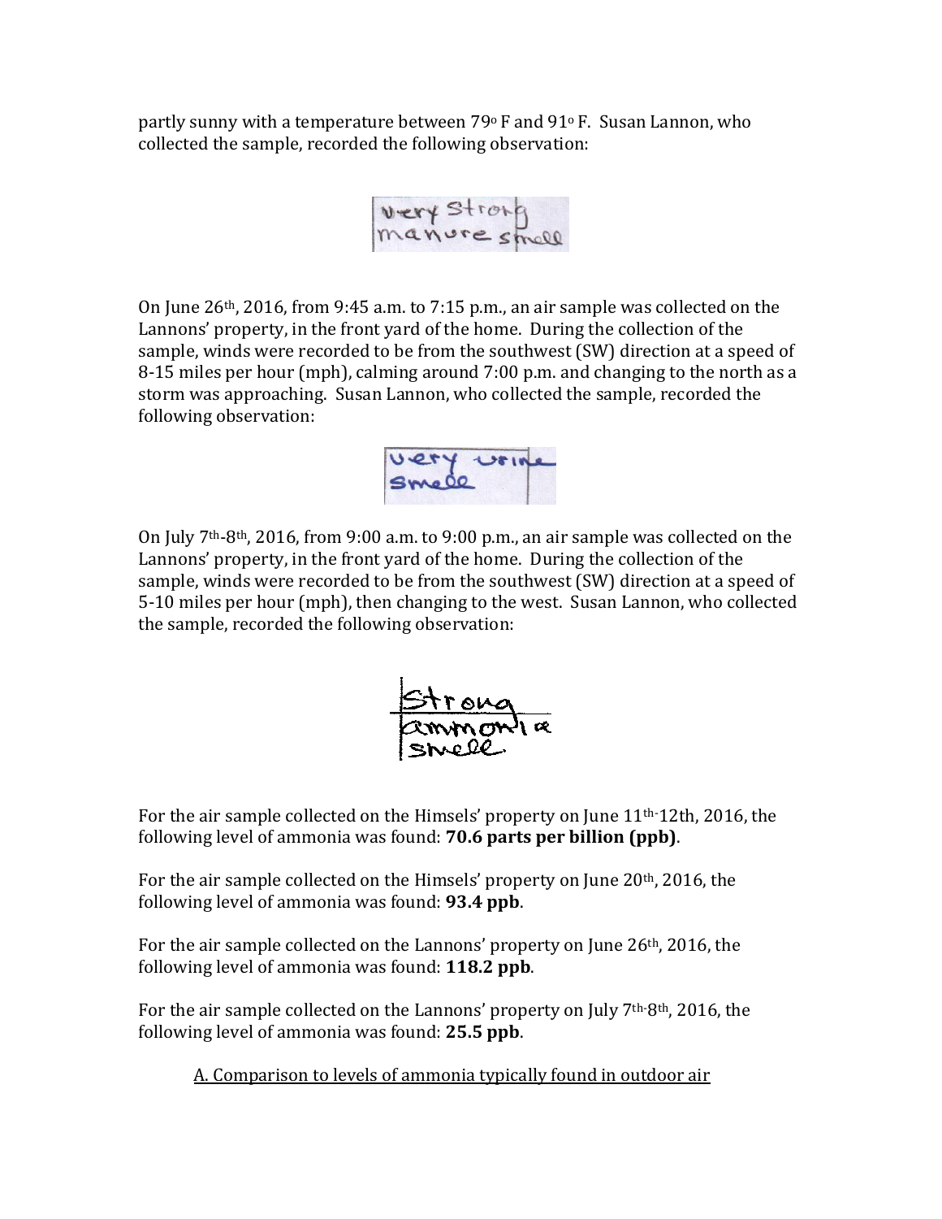partly sunny with a temperature between 79° F and 91° F. Susan Lannon, who collected the sample, recorded the following observation:

very strong manure smell

On June 26th, 2016, from 9:45 a.m. to 7:15 p.m., an air sample was collected on the Lannons' property, in the front yard of the home. During the collection of the sample, winds were recorded to be from the southwest (SW) direction at a speed of 8-15 miles per hour (mph), calming around 7:00 p.m. and changing to the north as a storm was approaching. Susan Lannon, who collected the sample, recorded the following observation:

very urine smell

On July 7th-8th, 2016, from 9:00 a.m. to 9:00 p.m., an air sample was collected on the Lannons' property, in the front yard of the home. During the collection of the sample, winds were recorded to be from the southwest (SW) direction at a speed of 5-10 miles per hour (mph), then changing to the west. Susan Lannon, who collected the sample, recorded the following observation:

Strong ammonia smell

For the air sample collected on the Himsels' property on June 11th-12th, 2016, the following level of ammonia was found: **70.6 parts per billion (ppb)**.

For the air sample collected on the Himsels' property on June 20th, 2016, the following level of ammonia was found: **93.4 ppb**.

For the air sample collected on the Lannons' property on June 26th, 2016, the following level of ammonia was found: **118.2 ppb**.

For the air sample collected on the Lannons' property on July 7th-8th, 2016, the following level of ammonia was found: **25.5 ppb**.

A. Comparison to levels of ammonia typically found in outdoor air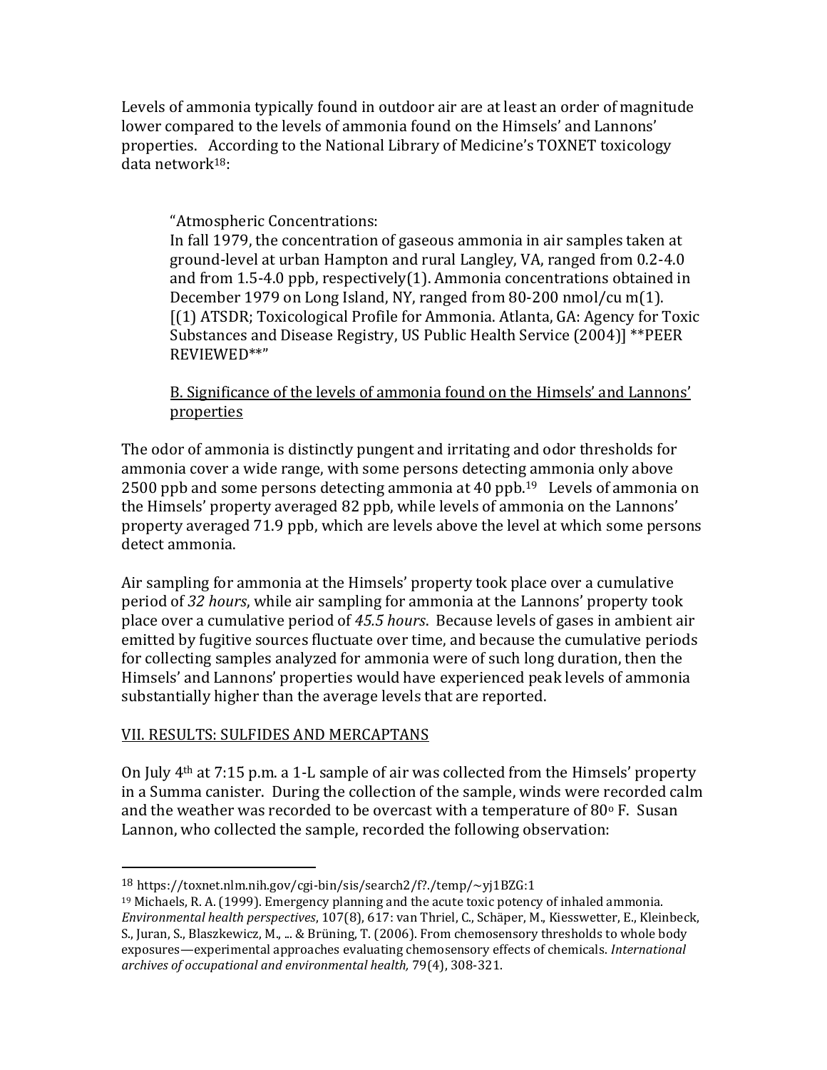Levels of ammonia typically found in outdoor air are at least an order of magnitude lower compared to the levels of ammonia found on the Himsels' and Lannons' properties. According to the National Library of Medicine's TOXNET toxicology data network[18]:

> "Atmospheric Concentrations:
> In fall 1979, the concentration of gaseous ammonia in air samples taken at ground-level at urban Hampton and rural Langley, VA, ranged from 0.2-4.0 and from 1.5-4.0 ppb, respectively(1). Ammonia concentrations obtained in December 1979 on Long Island, NY, ranged from 80-200 nmol/cu m(1). [(1) ATSDR; Toxicological Profile for Ammonia. Atlanta, GA: Agency for Toxic Substances and Disease Registry, US Public Health Service (2004)] **PEER REVIEWED**"

<u>B. Significance of the levels of ammonia found on the Himsels' and Lannons' properties</u>

The odor of ammonia is distinctly pungent and irritating and odor thresholds for ammonia cover a wide range, with some persons detecting ammonia only above 2500 ppb and some persons detecting ammonia at 40 ppb.[19] Levels of ammonia on the Himsels' property averaged 82 ppb, while levels of ammonia on the Lannons' property averaged 71.9 ppb, which are levels above the level at which some persons detect ammonia.

Air sampling for ammonia at the Himsels' property took place over a cumulative period of *32 hours*, while air sampling for ammonia at the Lannons' property took place over a cumulative period of *45.5 hours*. Because levels of gases in ambient air emitted by fugitive sources fluctuate over time, and because the cumulative periods for collecting samples analyzed for ammonia were of such long duration, then the Himsels' and Lannons' properties would have experienced peak levels of ammonia substantially higher than the average levels that are reported.

## <u>VII. RESULTS: SULFIDES AND MERCAPTANS</u>

On July 4th at 7:15 p.m. a 1-L sample of air was collected from the Himsels' property in a Summa canister. During the collection of the sample, winds were recorded calm and the weather was recorded to be overcast with a temperature of 80° F. Susan Lannon, who collected the sample, recorded the following observation:

---

[18] https://toxnet.nlm.nih.gov/cgi-bin/sis/search2/f?./temp/~yj1BZG:1

[19] Michaels, R. A. (1999). Emergency planning and the acute toxic potency of inhaled ammonia. *Environmental health perspectives*, 107(8), 617: van Thriel, C., Schäper, M., Kiesswetter, E., Kleinbeck, S., Juran, S., Blaszkewicz, M., ... & Brüning, T. (2006). From chemosensory thresholds to whole body exposures—experimental approaches evaluating chemosensory effects of chemicals. *International archives of occupational and environmental health,* 79(4), 308-321.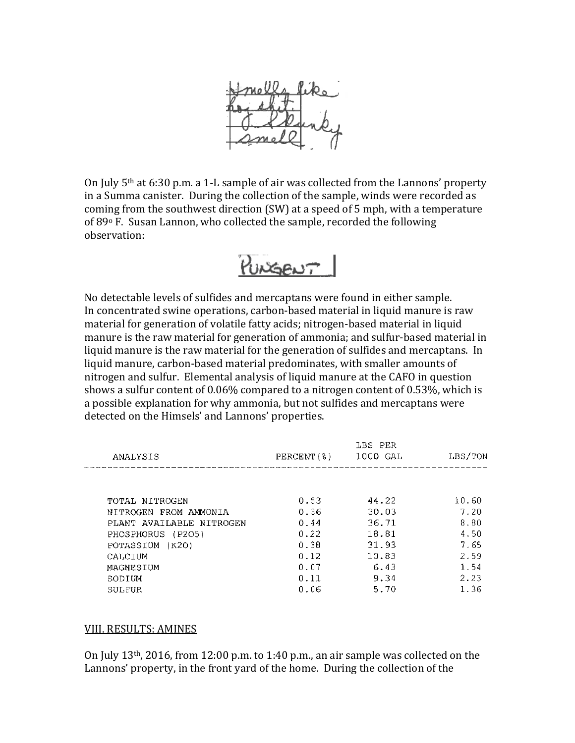Smells like hog shit. Funky smell

On July 5th at 6:30 p.m. a 1-L sample of air was collected from the Lannons' property in a Summa canister. During the collection of the sample, winds were recorded as coming from the southwest direction (SW) at a speed of 5 mph, with a temperature of 89° F. Susan Lannon, who collected the sample, recorded the following observation:

PUNGENT

No detectable levels of sulfides and mercaptans were found in either sample. In concentrated swine operations, carbon-based material in liquid manure is raw material for generation of volatile fatty acids; nitrogen-based material in liquid manure is the raw material for generation of ammonia; and sulfur-based material in liquid manure is the raw material for the generation of sulfides and mercaptans. In liquid manure, carbon-based material predominates, with smaller amounts of nitrogen and sulfur. Elemental analysis of liquid manure at the CAFO in question shows a sulfur content of 0.06% compared to a nitrogen content of 0.53%, which is a possible explanation for why ammonia, but not sulfides and mercaptans were detected on the Himsels' and Lannons' properties.

| ANALYSIS | PERCENT (%) | LBS PER 1000 GAL | LBS/TON |
|---|---|---|---|
| TOTAL NITROGEN | 0.53 | 44.22 | 10.60 |
| NITROGEN FROM AMMONIA | 0.36 | 30.03 | 7.20 |
| PLANT AVAILABLE NITROGEN | 0.44 | 36.71 | 8.80 |
| PHOSPHORUS (P2O5) | 0.22 | 18.81 | 4.50 |
| POTASSIUM (K2O) | 0.38 | 31.93 | 7.65 |
| CALCIUM | 0.12 | 10.83 | 2.59 |
| MAGNESIUM | 0.07 | 6.43 | 1.54 |
| SODIUM | 0.11 | 9.34 | 2.23 |
| SULFUR | 0.06 | 5.70 | 1.36 |

## VIII. RESULTS: AMINES

On July 13th, 2016, from 12:00 p.m. to 1:40 p.m., an air sample was collected on the Lannons' property, in the front yard of the home. During the collection of the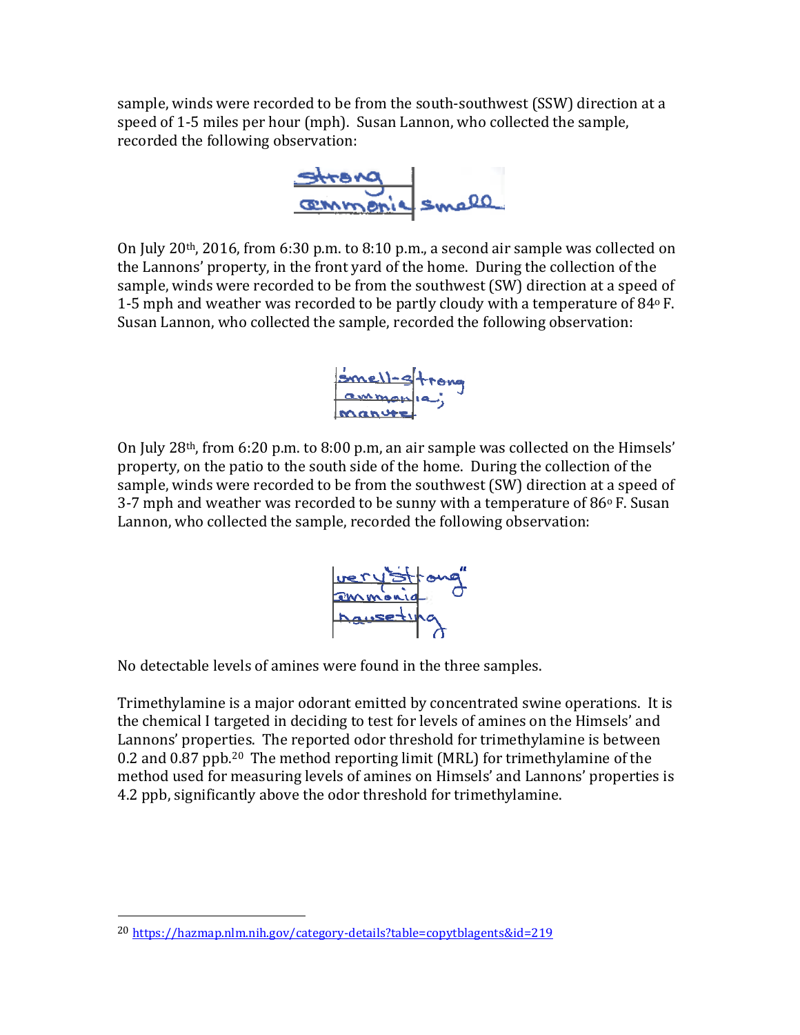sample, winds were recorded to be from the south-southwest (SSW) direction at a speed of 1-5 miles per hour (mph). Susan Lannon, who collected the sample, recorded the following observation:

strong ammonia smell

On July 20th, 2016, from 6:30 p.m. to 8:10 p.m., a second air sample was collected on the Lannons' property, in the front yard of the home. During the collection of the sample, winds were recorded to be from the southwest (SW) direction at a speed of 1-5 mph and weather was recorded to be partly cloudy with a temperature of 84o F. Susan Lannon, who collected the sample, recorded the following observation:

smell-strong ammonia; manure

On July 28th, from 6:20 p.m. to 8:00 p.m, an air sample was collected on the Himsels' property, on the patio to the south side of the home. During the collection of the sample, winds were recorded to be from the southwest (SW) direction at a speed of 3-7 mph and weather was recorded to be sunny with a temperature of 86o F. Susan Lannon, who collected the sample, recorded the following observation:

very "strong" ammonia nauseating

No detectable levels of amines were found in the three samples.

Trimethylamine is a major odorant emitted by concentrated swine operations. It is the chemical I targeted in deciding to test for levels of amines on the Himsels' and Lannons' properties. The reported odor threshold for trimethylamine is between 0.2 and 0.87 ppb.[20] The method reporting limit (MRL) for trimethylamine of the method used for measuring levels of amines on Himsels' and Lannons' properties is 4.2 ppb, significantly above the odor threshold for trimethylamine.

---

[20] https://hazmap.nlm.nih.gov/category-details?table=copytblagents&id=219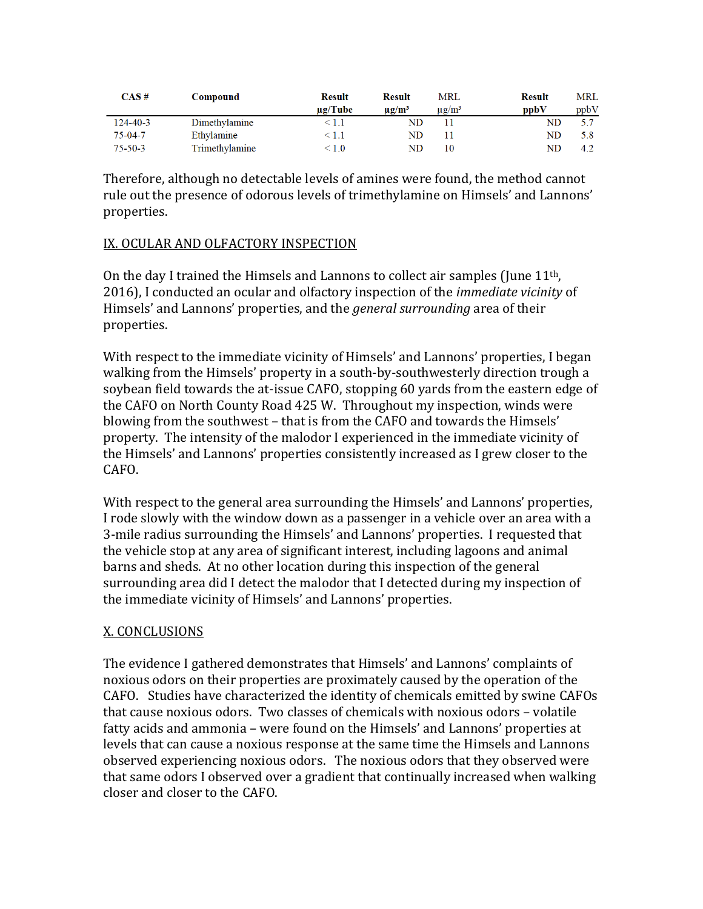| CAS # | Compound | Result µg/Tube | Result µg/m³ | MRL µg/m³ | Result ppbV | MRL ppbV |
|---|---|---|---|---|---|---|
| 124-40-3 | Dimethylamine | < 1.1 | ND | 11 | ND | 5.7 |
| 75-04-7 | Ethylamine | < 1.1 | ND | 11 | ND | 5.8 |
| 75-50-3 | Trimethylamine | < 1.0 | ND | 10 | ND | 4.2 |

Therefore, although no detectable levels of amines were found, the method cannot rule out the presence of odorous levels of trimethylamine on Himsels' and Lannons' properties.

## IX. OCULAR AND OLFACTORY INSPECTION

On the day I trained the Himsels and Lannons to collect air samples (June 11th, 2016), I conducted an ocular and olfactory inspection of the *immediate vicinity* of Himsels' and Lannons' properties, and the *general surrounding* area of their properties.

With respect to the immediate vicinity of Himsels' and Lannons' properties, I began walking from the Himsels' property in a south-by-southwesterly direction trough a soybean field towards the at-issue CAFO, stopping 60 yards from the eastern edge of the CAFO on North County Road 425 W. Throughout my inspection, winds were blowing from the southwest – that is from the CAFO and towards the Himsels' property. The intensity of the malodor I experienced in the immediate vicinity of the Himsels' and Lannons' properties consistently increased as I grew closer to the CAFO.

With respect to the general area surrounding the Himsels' and Lannons' properties, I rode slowly with the window down as a passenger in a vehicle over an area with a 3-mile radius surrounding the Himsels' and Lannons' properties. I requested that the vehicle stop at any area of significant interest, including lagoons and animal barns and sheds. At no other location during this inspection of the general surrounding area did I detect the malodor that I detected during my inspection of the immediate vicinity of Himsels' and Lannons' properties.

## X. CONCLUSIONS

The evidence I gathered demonstrates that Himsels' and Lannons' complaints of noxious odors on their properties are proximately caused by the operation of the CAFO. Studies have characterized the identity of chemicals emitted by swine CAFOs that cause noxious odors. Two classes of chemicals with noxious odors – volatile fatty acids and ammonia – were found on the Himsels' and Lannons' properties at levels that can cause a noxious response at the same time the Himsels and Lannons observed experiencing noxious odors. The noxious odors that they observed were that same odors I observed over a gradient that continually increased when walking closer and closer to the CAFO.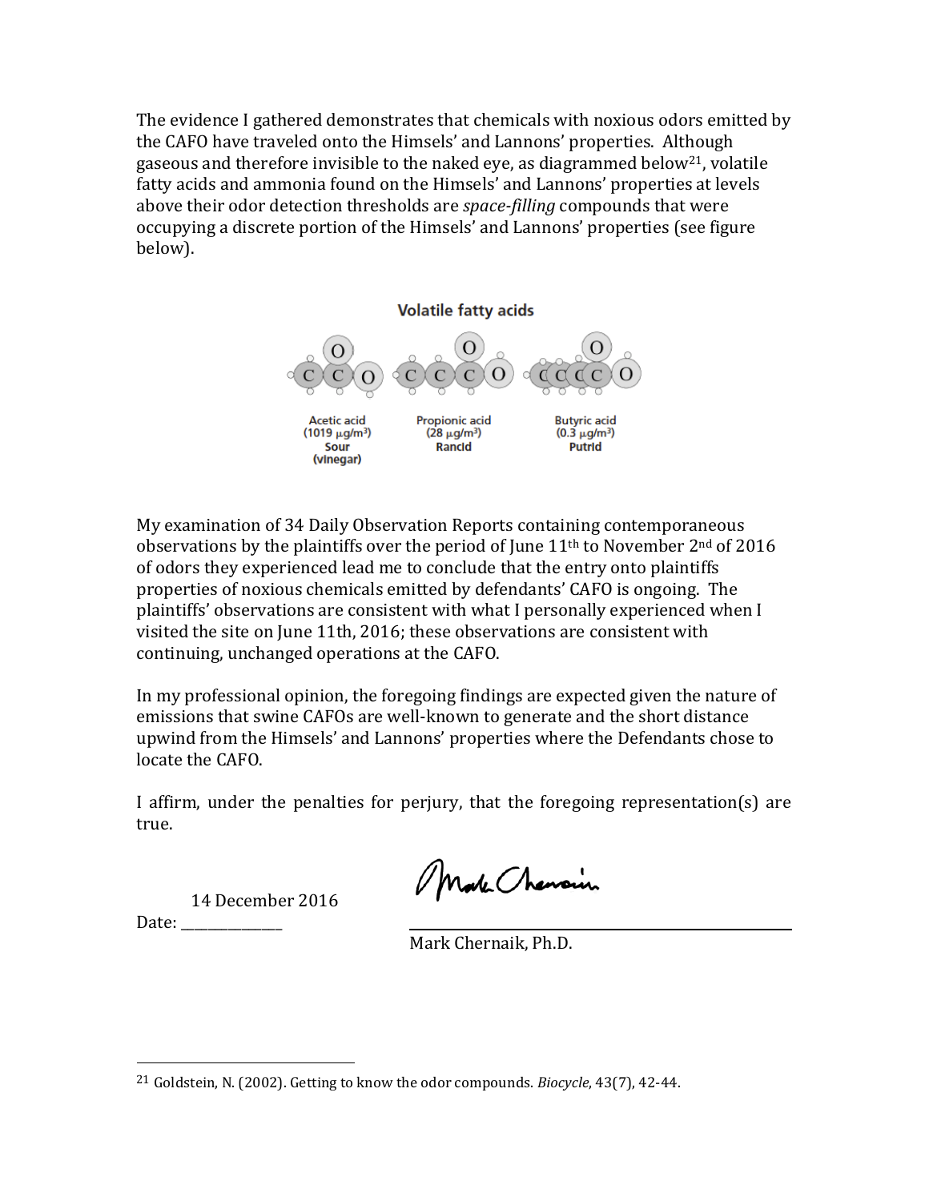The evidence I gathered demonstrates that chemicals with noxious odors emitted by the CAFO have traveled onto the Himsels' and Lannons' properties. Although gaseous and therefore invisible to the naked eye, as diagrammed below[21], volatile fatty acids and ammonia found on the Himsels' and Lannons' properties at levels above their odor detection thresholds are *space-filling* compounds that were occupying a discrete portion of the Himsels' and Lannons' properties (see figure below).

Volatile fatty acids

Acetic acid
(1019 μg/m³)
Sour
(vinegar)

Propionic acid
(28 μg/m³)
Rancid

Butyric acid
(0.3 μg/m³)
Putrid

My examination of 34 Daily Observation Reports containing contemporaneous observations by the plaintiffs over the period of June 11th to November 2nd of 2016 of odors they experienced lead me to conclude that the entry onto plaintiffs properties of noxious chemicals emitted by defendants' CAFO is ongoing. The plaintiffs' observations are consistent with what I personally experienced when I visited the site on June 11th, 2016; these observations are consistent with continuing, unchanged operations at the CAFO.

In my professional opinion, the foregoing findings are expected given the nature of emissions that swine CAFOs are well-known to generate and the short distance upwind from the Himsels' and Lannons' properties where the Defendants chose to locate the CAFO.

I affirm, under the penalties for perjury, that the foregoing representation(s) are true.

Date: 14 December 2016

Mark Chernaik, Ph.D.

---

[21] Goldstein, N. (2002). Getting to know the odor compounds. *Biocycle*, 43(7), 42-44.